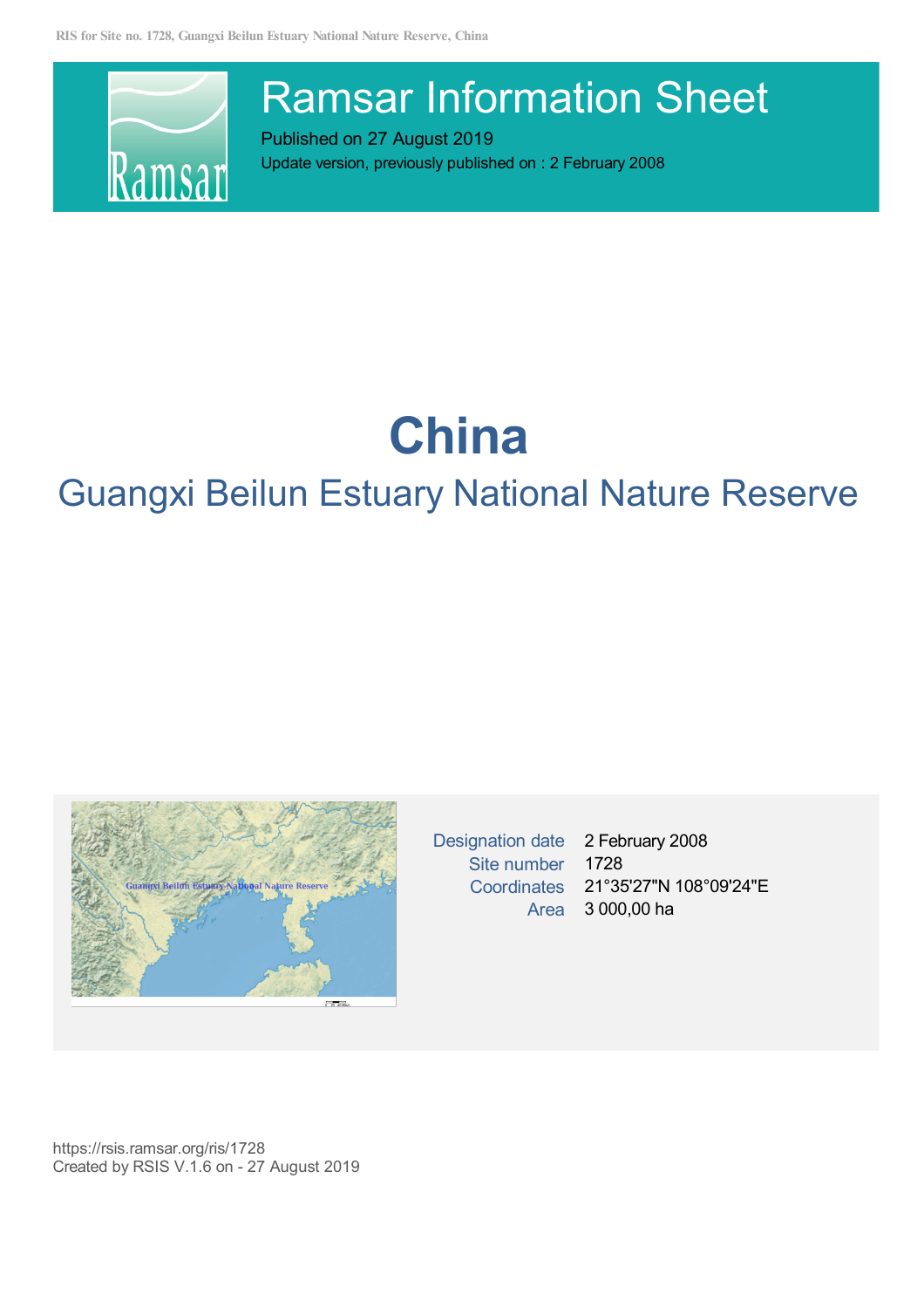# Ramsar Information Sheet

Published on 27 August 2019

Update version, previously published on : 2 February 2008

# China

## Guangxi Beilun Estuary National Nature Reserve

| | |
|---|---|
| Designation date | 2 February 2008 |
| Site number | 1728 |
| Coordinates | 21°35'27"N 108°09'24"E |
| Area | 3 000,00 ha |

https://rsis.ramsar.org/ris/1728

Created by RSIS V.1.6 on - 27 August 2019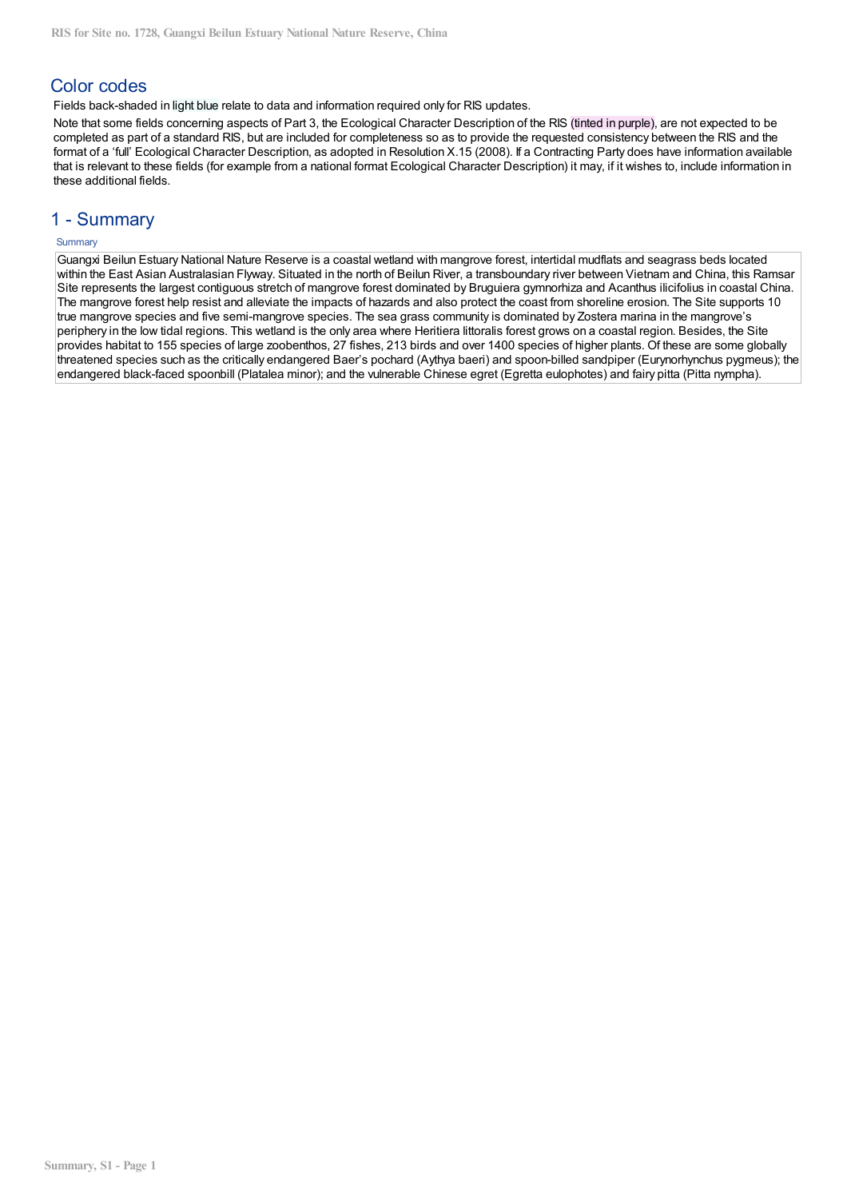## Color codes

Fields back-shaded in light blue relate to data and information required only for RIS updates.

Note that some fields concerning aspects of Part 3, the Ecological Character Description of the RIS (tinted in purple), are not expected to be completed as part of a standard RIS, but are included for completeness so as to provide the requested consistency between the RIS and the format of a 'full' Ecological Character Description, as adopted in Resolution X.15 (2008). If a Contracting Party does have information available that is relevant to these fields (for example from a national format Ecological Character Description) it may, if it wishes to, include information in these additional fields.

## 1 - Summary

Summary

Guangxi Beilun Estuary National Nature Reserve is a coastal wetland with mangrove forest, intertidal mudflats and seagrass beds located within the East Asian Australasian Flyway. Situated in the north of Beilun River, a transboundary river between Vietnam and China, this Ramsar Site represents the largest contiguous stretch of mangrove forest dominated by Bruguiera gymnorhiza and Acanthus ilicifolius in coastal China. The mangrove forest help resist and alleviate the impacts of hazards and also protect the coast from shoreline erosion. The Site supports 10 true mangrove species and five semi-mangrove species. The sea grass community is dominated by Zostera marina in the mangrove's periphery in the low tidal regions. This wetland is the only area where Heritiera littoralis forest grows on a coastal region. Besides, the Site provides habitat to 155 species of large zoobenthos, 27 fishes, 213 birds and over 1400 species of higher plants. Of these are some globally threatened species such as the critically endangered Baer's pochard (Aythya baeri) and spoon-billed sandpiper (Eurynorhynchus pygmeus); the endangered black-faced spoonbill (Platalea minor); and the vulnerable Chinese egret (Egretta eulophotes) and fairy pitta (Pitta nympha).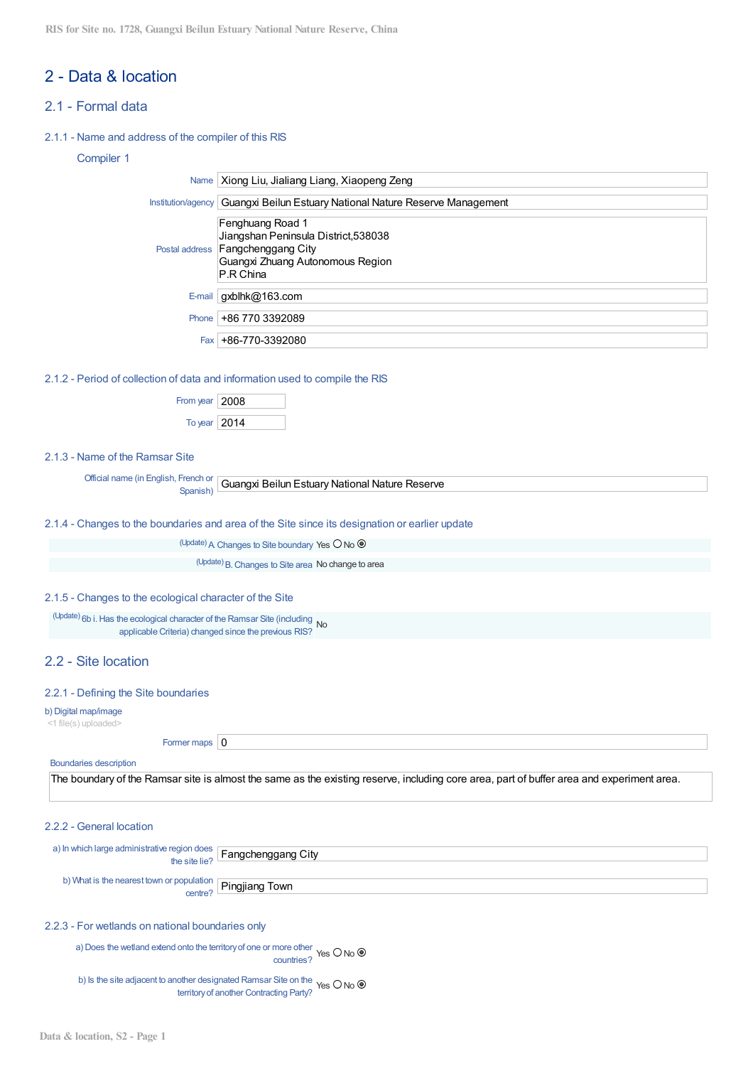# 2 - Data & location

## 2.1 - Formal data

### 2.1.1 - Name and address of the compiler of this RIS

#### Compiler 1

Name: Xiong Liu, Jialiang Liang, Xiaopeng Zeng

Institution/agency: Guangxi Beilun Estuary National Nature Reserve Management

Postal address:
Fenghuang Road 1
Jiangshan Peninsula District,538038
Fangchenggang City
Guangxi Zhuang Autonomous Region
P.R China

E-mail: gxblhk@163.com

Phone: +86 770 3392089

Fax: +86-770-3392080

### 2.1.2 - Period of collection of data and information used to compile the RIS

From year: 2008

To year: 2014

### 2.1.3 - Name of the Ramsar Site

Official name (in English, French or Spanish): Guangxi Beilun Estuary National Nature Reserve

### 2.1.4 - Changes to the boundaries and area of the Site since its designation or earlier update

(Update) A. Changes to Site boundary: Yes ○ No ◉

(Update) B. Changes to Site area: No change to area

### 2.1.5 - Changes to the ecological character of the Site

(Update) 6b i. Has the ecological character of the Ramsar Site (including applicable Criteria) changed since the previous RIS? No

## 2.2 - Site location

### 2.2.1 - Defining the Site boundaries

b) Digital map/image
<1 file(s) uploaded>

Former maps: 0

Boundaries description

The boundary of the Ramsar site is almost the same as the existing reserve, including core area, part of buffer area and experiment area.

### 2.2.2 - General location

a) In which large administrative region does the site lie? Fangchenggang City

b) What is the nearest town or population centre? Pingjiang Town

### 2.2.3 - For wetlands on national boundaries only

a) Does the wetland extend onto the territory of one or more other countries? Yes ○ No ◉

b) Is the site adjacent to another designated Ramsar Site on the territory of another Contracting Party? Yes ○ No ◉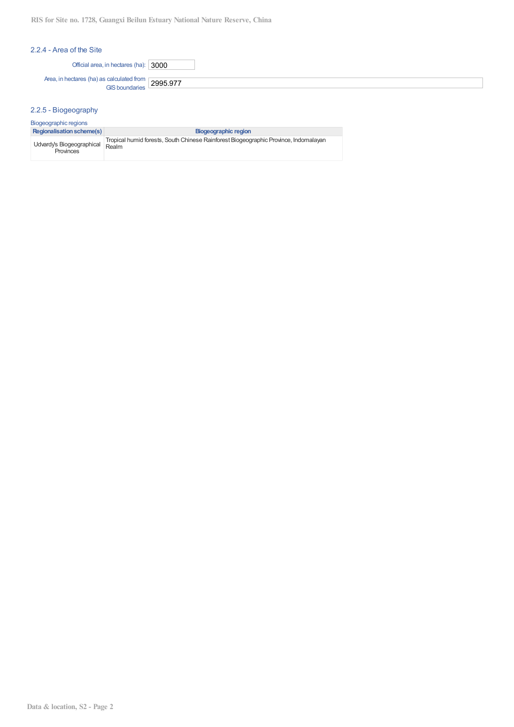### 2.2.4 - Area of the Site

Official area, in hectares (ha): 3000

Area, in hectares (ha) as calculated from GIS boundaries: 2995.977

### 2.2.5 - Biogeography

Biogeographic regions

| Regionalisation scheme(s) | Biogeographic region |
| --- | --- |
| Udvardy's Biogeographical Provinces | Tropical humid forests, South Chinese Rainforest Biogeographic Province, Indomalayan Realm |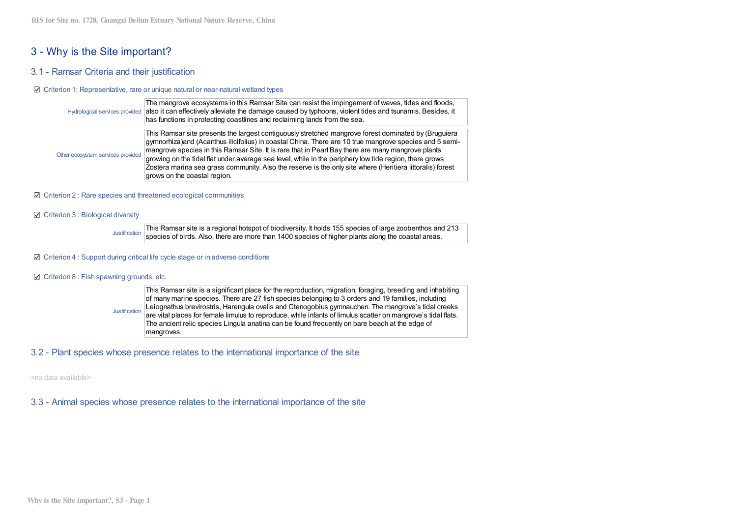# 3 - Why is the Site important?

## 3.1 - Ramsar Criteria and their justification

☑ Criterion 1: Representative, rare or unique natural or near-natural wetland types

| | |
|---|---|
| Hydrological services provided | The mangrove ecosystems in this Ramsar Site can resist the impingement of waves, tides and floods, also it can effectively alleviate the damage caused by typhoons, violent tides and tsunamis. Besides, it has functions in protecting coastlines and reclaiming lands from the sea. |
| Other ecosystem services provided | This Ramsar site presents the largest contiguously stretched mangrove forest dominated by (Bruguiera gymnorhiza)and (Acanthus ilicifolius) in coastal China. There are 10 true mangrove species and 5 semi-mangrove species in this Ramsar Site. It is rare that in Pearl Bay there are many mangrove plants growing on the tidal flat under average sea level, while in the periphery low tide region, there grows Zostera marina sea grass community. Also the reserve is the only site where (Heritiera littoralis) forest grows on the coastal region. |

☑ Criterion 2 : Rare species and threatened ecological communities

☑ Criterion 3 : Biological diversity

| | |
|---|---|
| Justification | This Ramsar site is a regional hotspot of biodiversity. It holds 155 species of large zoobenthos and 213 species of birds. Also, there are more than 1400 species of higher plants along the coastal areas. |

☑ Criterion 4 : Support during critical life cycle stage or in adverse conditions

☑ Criterion 8 : Fish spawning grounds, etc.

| | |
|---|---|
| Justification | This Ramsar site is a significant place for the reproduction, migration, foraging, breeding and inhabiting of many marine species. There are 27 fish species belonging to 3 orders and 19 families, including Leiognathus brevirostris, Harengula ovalis and Ctenogobius gymnauchen. The mangrove's tidal creeks are vital places for female limulus to reproduce, while infants of limulus scatter on mangrove's tidal flats. The ancient relic species Lingula anatina can be found frequently on bare beach at the edge of mangroves. |

## 3.2 - Plant species whose presence relates to the international importance of the site

<no data available>

## 3.3 - Animal species whose presence relates to the international importance of the site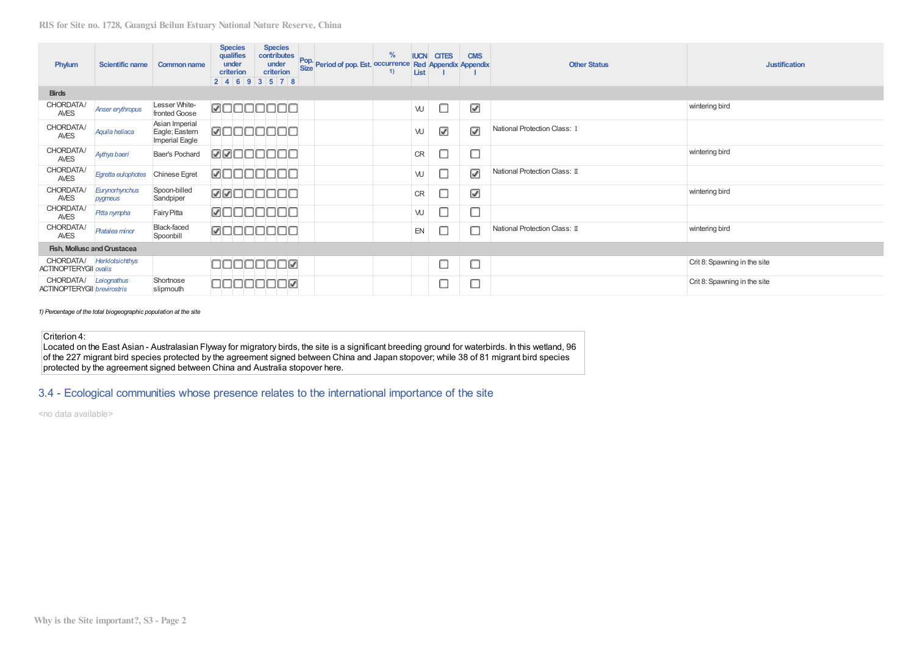| Phylum | Scientific name | Common name | Species qualifies under criterion | | | | Species contributes under criterion | | | | Pop. Size | Period of pop. Est. | % occurrence 1) | IUCN Red List | CITES Appendix I | CMS Appendix I | Other Status | Justification |
|---|---|---|---|---|---|---|---|---|---|---|---|---|---|---|---|---|---|---|
| | | | 2 | 4 | 6 | 9 | 3 | 5 | 7 | 8 | | | | | | | | |
| **Birds** | | | | | | | | | | | | | | | | | | |
| CHORDATA/ AVES | *Anser erythropus* | Lesser White-fronted Goose | ☑ | ☐ | ☐ | ☐ | ☐ | ☐ | ☐ | ☐ | | | | VU | ☐ | ☑ | | wintering bird |
| CHORDATA/ AVES | *Aquila heliaca* | Asian Imperial Eagle; Eastern Imperial Eagle | ☑ | ☐ | ☐ | ☐ | ☐ | ☐ | ☐ | ☐ | | | | VU | ☑ | ☑ | National Protection Class: Ⅰ | |
| CHORDATA/ AVES | *Aythya baeri* | Baer's Pochard | ☑ | ☑ | ☐ | ☐ | ☐ | ☐ | ☐ | ☐ | | | | CR | ☐ | ☐ | | wintering bird |
| CHORDATA/ AVES | *Egretta eulophotes* | Chinese Egret | ☑ | ☐ | ☐ | ☐ | ☐ | ☐ | ☐ | ☐ | | | | VU | ☐ | ☑ | National Protection Class: Ⅱ | |
| CHORDATA/ AVES | *Eurynorhynchus pygmeus* | Spoon-billed Sandpiper | ☑ | ☑ | ☐ | ☐ | ☐ | ☐ | ☐ | ☐ | | | | CR | ☐ | ☑ | | wintering bird |
| CHORDATA/ AVES | *Pitta nympha* | Fairy Pitta | ☑ | ☐ | ☐ | ☐ | ☐ | ☐ | ☐ | ☐ | | | | VU | ☐ | ☐ | | |
| CHORDATA/ AVES | *Platalea minor* | Black-faced Spoonbill | ☑ | ☐ | ☐ | ☐ | ☐ | ☐ | ☐ | ☐ | | | | EN | ☐ | ☐ | National Protection Class: Ⅱ | wintering bird |
| **Fish, Mollusc and Crustacea** | | | | | | | | | | | | | | | | | | |
| CHORDATA/ ACTINOPTERYGII | *Herklotsichthys ovalis* | | ☐ | ☐ | ☐ | ☐ | ☐ | ☐ | ☐ | ☑ | | | | | ☐ | ☐ | | Crit 8: Spawning in the site |
| CHORDATA/ ACTINOPTERYGII | *Leiognathus brevirostris* | Shortnose slipmouth | ☐ | ☐ | ☐ | ☐ | ☐ | ☐ | ☐ | ☑ | | | | | ☐ | ☐ | | Crit 8: Spawning in the site |

*1) Percentage of the total biogeographic population at the site*

Criterion 4:
Located on the East Asian - Australasian Flyway for migratory birds, the site is a significant breeding ground for waterbirds. In this wetland, 96 of the 227 migrant bird species protected by the agreement signed between China and Japan stopover; while 38 of 81 migrant bird species protected by the agreement signed between China and Australia stopover here.

## 3.4 - Ecological communities whose presence relates to the international importance of the site

<no data available>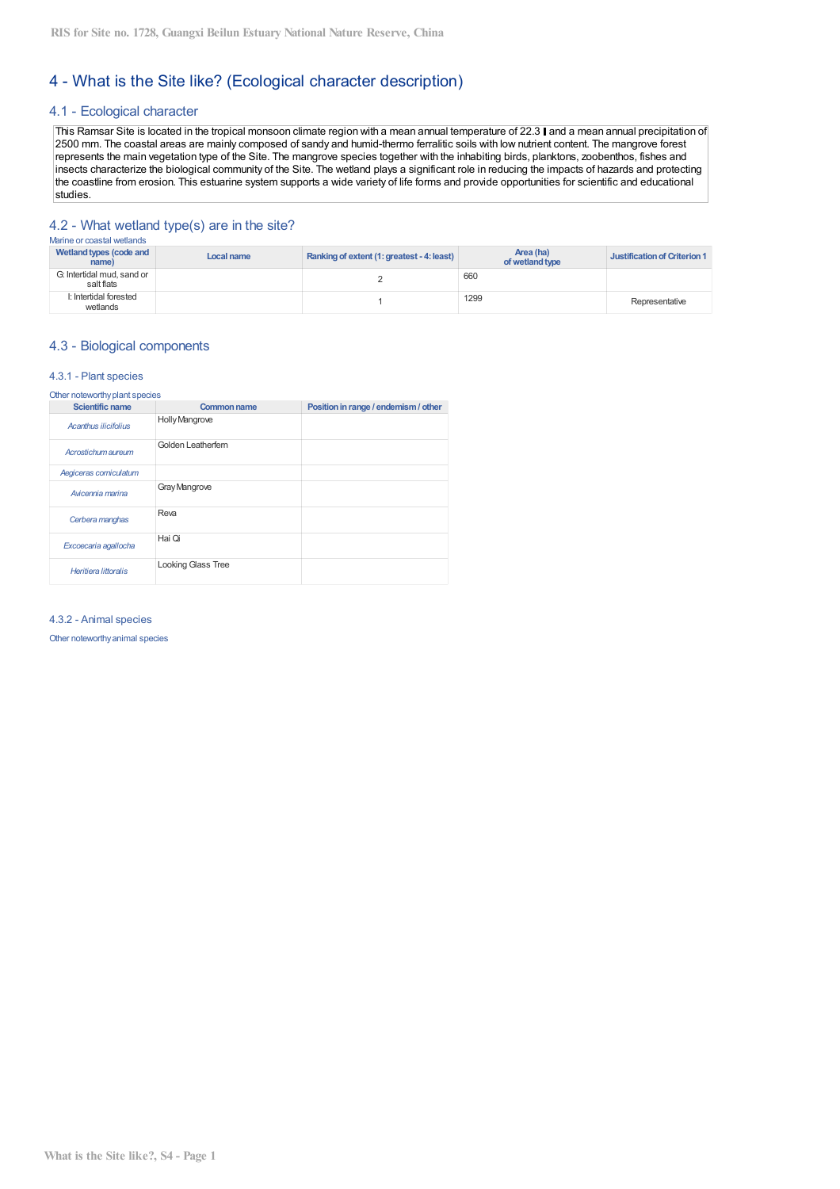# 4 - What is the Site like? (Ecological character description)

## 4.1 - Ecological character

This Ramsar Site is located in the tropical monsoon climate region with a mean annual temperature of 22.3 ▮ and a mean annual precipitation of 2500 mm. The coastal areas are mainly composed of sandy and humid-thermo ferralitic soils with low nutrient content. The mangrove forest represents the main vegetation type of the Site. The mangrove species together with the inhabiting birds, planktons, zoobenthos, fishes and insects characterize the biological community of the Site. The wetland plays a significant role in reducing the impacts of hazards and protecting the coastline from erosion. This estuarine system supports a wide variety of life forms and provide opportunities for scientific and educational studies.

## 4.2 - What wetland type(s) are in the site?

Marine or coastal wetlands

| Wetland types (code and name) | Local name | Ranking of extent (1: greatest - 4: least) | Area (ha) of wetland type | Justification of Criterion 1 |
|---|---|---|---|---|
| G: Intertidal mud, sand or salt flats | | 2 | 660 | |
| I: Intertidal forested wetlands | | 1 | 1299 | Representative |

## 4.3 - Biological components

### 4.3.1 - Plant species

Other noteworthy plant species

| Scientific name | Common name | Position in range / endemism / other |
|---|---|---|
| *Acanthus ilicifolius* | Holly Mangrove | |
| *Acrostichum aureum* | Golden Leatherfern | |
| *Aegiceras corniculatum* | | |
| *Avicennia marina* | Gray Mangrove | |
| *Cerbera manghas* | Reva | |
| *Excoecaria agallocha* | Hai Qi | |
| *Heritiera littoralis* | Looking Glass Tree | |

### 4.3.2 - Animal species

Other noteworthy animal species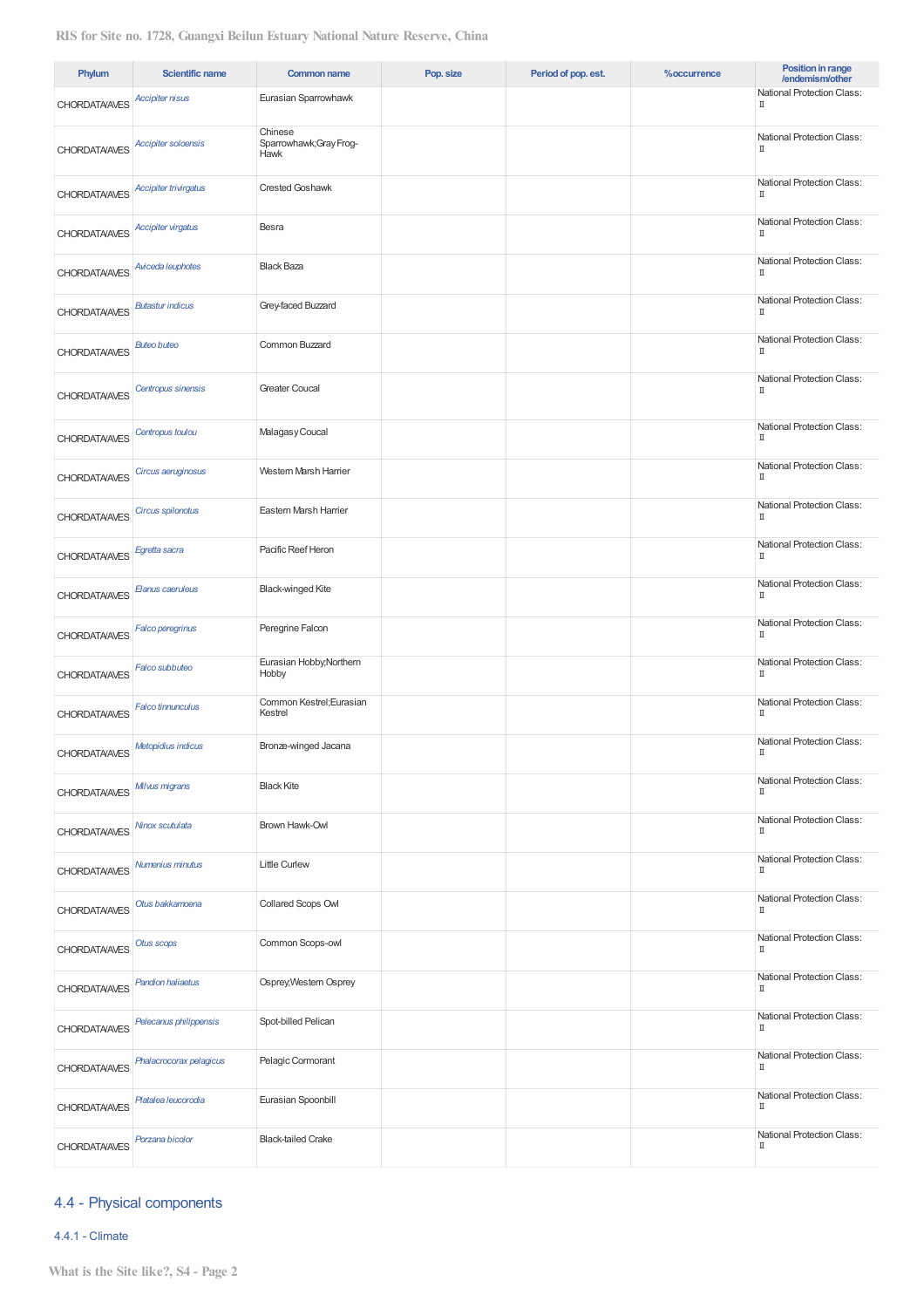| Phylum | Scientific name | Common name | Pop. size | Period of pop. est. | %occurrence | Position in range /endemism/other |
|---|---|---|---|---|---|---|
| CHORDATA/AVES | *Accipiter nisus* | Eurasian Sparrowhawk | | | | National Protection Class: Ⅱ |
| CHORDATA/AVES | *Accipiter soloensis* | Chinese Sparrowhawk;Gray Frog-Hawk | | | | National Protection Class: Ⅱ |
| CHORDATA/AVES | *Accipiter trivirgatus* | Crested Goshawk | | | | National Protection Class: Ⅱ |
| CHORDATA/AVES | *Accipiter virgatus* | Besra | | | | National Protection Class: Ⅱ |
| CHORDATA/AVES | *Aviceda leuphotes* | Black Baza | | | | National Protection Class: Ⅱ |
| CHORDATA/AVES | *Butastur indicus* | Grey-faced Buzzard | | | | National Protection Class: Ⅱ |
| CHORDATA/AVES | *Buteo buteo* | Common Buzzard | | | | National Protection Class: Ⅱ |
| CHORDATA/AVES | *Centropus sinensis* | Greater Coucal | | | | National Protection Class: Ⅱ |
| CHORDATA/AVES | *Centropus toulou* | Malagasy Coucal | | | | National Protection Class: Ⅱ |
| CHORDATA/AVES | *Circus aeruginosus* | Western Marsh Harrier | | | | National Protection Class: Ⅱ |
| CHORDATA/AVES | *Circus spilonotus* | Eastern Marsh Harrier | | | | National Protection Class: Ⅱ |
| CHORDATA/AVES | *Egretta sacra* | Pacific Reef Heron | | | | National Protection Class: Ⅱ |
| CHORDATA/AVES | *Elanus caeruleus* | Black-winged Kite | | | | National Protection Class: Ⅱ |
| CHORDATA/AVES | *Falco peregrinus* | Peregrine Falcon | | | | National Protection Class: Ⅱ |
| CHORDATA/AVES | *Falco subbuteo* | Eurasian Hobby;Northern Hobby | | | | National Protection Class: Ⅱ |
| CHORDATA/AVES | *Falco tinnunculus* | Common Kestrel;Eurasian Kestrel | | | | National Protection Class: Ⅱ |
| CHORDATA/AVES | *Metopidius indicus* | Bronze-winged Jacana | | | | National Protection Class: Ⅱ |
| CHORDATA/AVES | *Milvus migrans* | Black Kite | | | | National Protection Class: Ⅱ |
| CHORDATA/AVES | *Ninox scutulata* | Brown Hawk-Owl | | | | National Protection Class: Ⅱ |
| CHORDATA/AVES | *Numenius minutus* | Little Curlew | | | | National Protection Class: Ⅱ |
| CHORDATA/AVES | *Otus bakkamoena* | Collared Scops Owl | | | | National Protection Class: Ⅱ |
| CHORDATA/AVES | *Otus scops* | Common Scops-owl | | | | National Protection Class: Ⅱ |
| CHORDATA/AVES | *Pandion haliaetus* | Osprey;Western Osprey | | | | National Protection Class: Ⅱ |
| CHORDATA/AVES | *Pelecanus philippensis* | Spot-billed Pelican | | | | National Protection Class: Ⅱ |
| CHORDATA/AVES | *Phalacrocorax pelagicus* | Pelagic Cormorant | | | | National Protection Class: Ⅱ |
| CHORDATA/AVES | *Platalea leucorodia* | Eurasian Spoonbill | | | | National Protection Class: Ⅱ |
| CHORDATA/AVES | *Porzana bicolor* | Black-tailed Crake | | | | National Protection Class: Ⅱ |

## 4.4 - Physical components

### 4.4.1 - Climate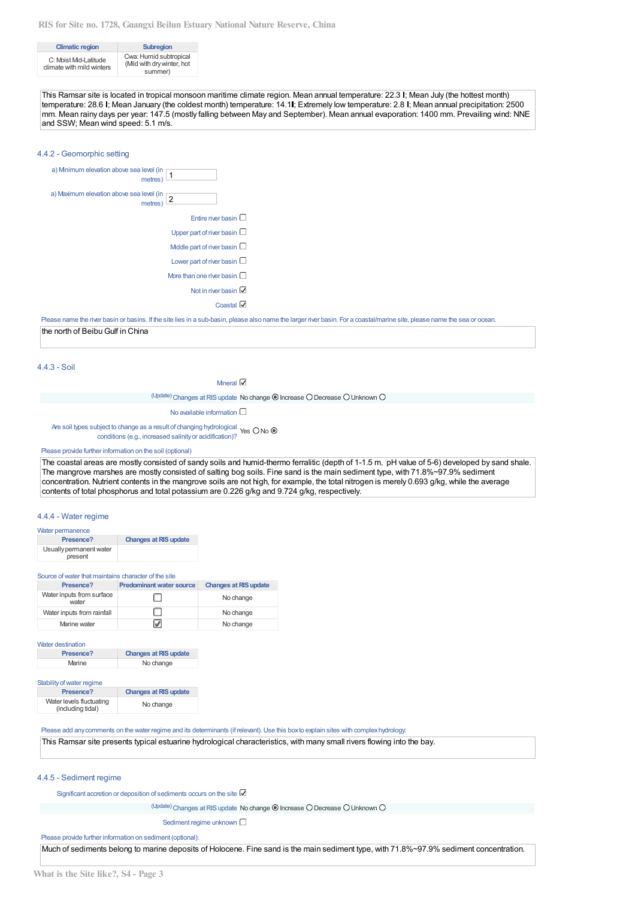| Climatic region | Subregion |
| --- | --- |
| C: Moist Mid-Latitude climate with mild winters | Cwa: Humid subtropical (Mild with dry winter, hot summer) |

This Ramsar site is located in tropical monsoon maritime climate region. Mean annual temperature: 22.3 ℃; Mean July (the hottest month) temperature: 28.6 ℃; Mean January (the coldest month) temperature: 14.1℃; Extremely low temperature: 2.8 ℃; Mean annual precipitation: 2500 mm. Mean rainy days per year: 147.5 (mostly falling between May and September). Mean annual evaporation: 1400 mm. Prevailing wind: NNE and SSW; Mean wind speed: 5.1 m/s.

## 4.4.2 - Geomorphic setting

a) Minimum elevation above sea level (in metres): 1

a) Maximum elevation above sea level (in metres): 2

Entire river basin ☐

Upper part of river basin ☐

Middle part of river basin ☐

Lower part of river basin ☐

More than one river basin ☐

Not in river basin ☑

Coastal ☑

Please name the river basin or basins. If the site lies in a sub-basin, please also name the larger river basin. For a coastal/marine site, please name the sea or ocean.

the north of Beibu Gulf in China

## 4.4.3 - Soil

Mineral ☑

(Update) Changes at RIS update: No change ◉ Increase ○ Decrease ○ Unknown ○

No available information ☐

Are soil types subject to change as a result of changing hydrological conditions (e.g., increased salinity or acidification)? Yes ○ No ◉

Please provide further information on the soil (optional)

The coastal areas are mostly consisted of sandy soils and humid-thermo ferralitic (depth of 1-1.5 m, pH value of 5-6) developed by sand shale. The mangrove marshes are mostly consisted of salting bog soils. Fine sand is the main sediment type, with 71.8%~97.9% sediment concentration. Nutrient contents in the mangrove soils are not high, for example, the total nitrogen is merely 0.693 g/kg, while the average contents of total phosphorus and total potassium are 0.226 g/kg and 9.724 g/kg, respectively.

## 4.4.4 - Water regime

Water permanence

| Presence? | Changes at RIS update |
| --- | --- |
| Usually permanent water present | |

Source of water that maintains character of the site

| Presence? | Predominant water source | Changes at RIS update |
| --- | --- | --- |
| Water inputs from surface water | ☐ | No change |
| Water inputs from rainfall | ☐ | No change |
| Marine water | ☑ | No change |

Water destination

| Presence? | Changes at RIS update |
| --- | --- |
| Marine | No change |

Stability of water regime

| Presence? | Changes at RIS update |
| --- | --- |
| Water levels fluctuating (including tidal) | No change |

Please add any comments on the water regime and its determinants (if relevant). Use this box to explain sites with complex hydrology:

This Ramsar site presents typical estuarine hydrological characteristics, with many small rivers flowing into the bay.

## 4.4.5 - Sediment regime

Significant accretion or deposition of sediments occurs on the site ☑

(Update) Changes at RIS update: No change ◉ Increase ○ Decrease ○ Unknown ○

Sediment regime unknown ☐

Please provide further information on sediment (optional):

Much of sediments belong to marine deposits of Holocene. Fine sand is the main sediment type, with 71.8%~97.9% sediment concentration.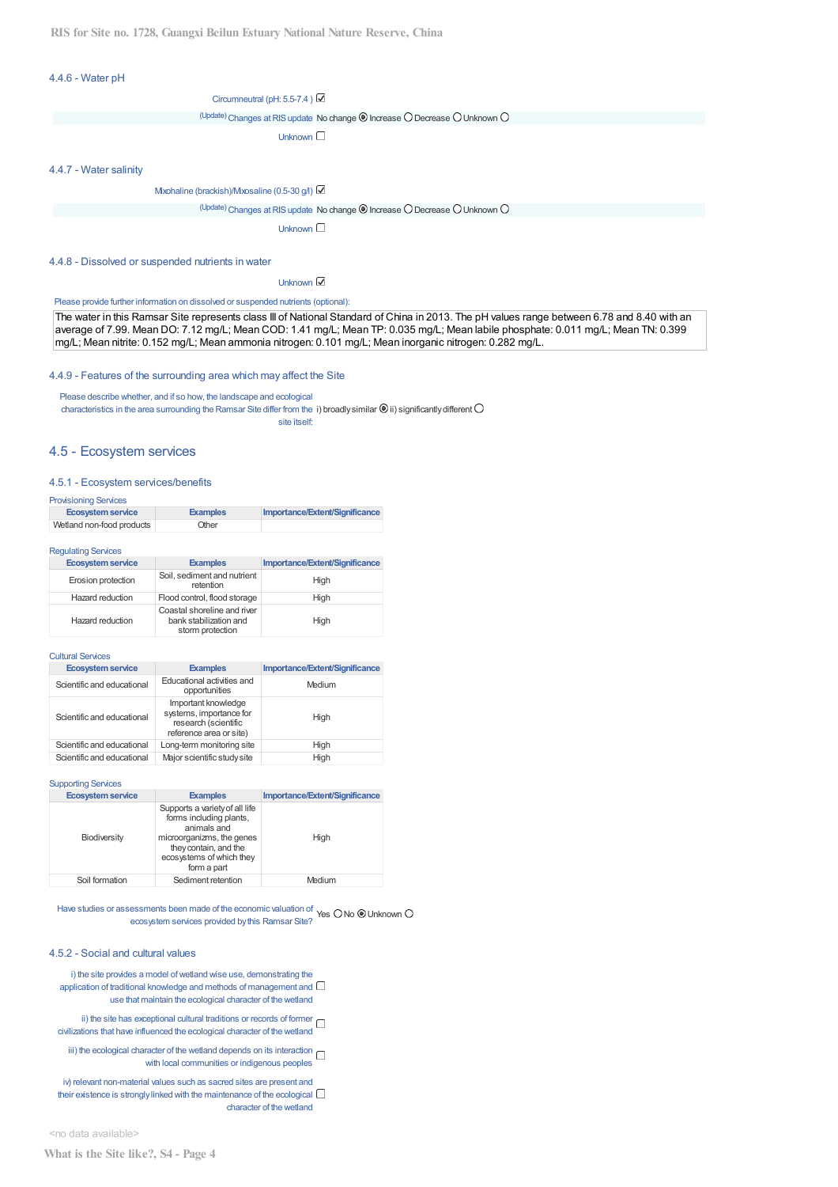#### 4.4.6 - Water pH

Circumneutral (pH: 5.5-7.4 ) ☑

(Update) Changes at RIS update No change ◉ Increase ○ Decrease ○ Unknown ○

Unknown ☐

#### 4.4.7 - Water salinity

Mixohaline (brackish)/Mixosaline (0.5-30 g/l) ☑

(Update) Changes at RIS update No change ◉ Increase ○ Decrease ○ Unknown ○

Unknown ☐

#### 4.4.8 - Dissolved or suspended nutrients in water

Unknown ☑

Please provide further information on dissolved or suspended nutrients (optional):

The water in this Ramsar Site represents class Ⅲ of National Standard of China in 2013. The pH values range between 6.78 and 8.40 with an average of 7.99. Mean DO: 7.12 mg/L; Mean COD: 1.41 mg/L; Mean TP: 0.035 mg/L; Mean labile phosphate: 0.011 mg/L; Mean TN: 0.399 mg/L; Mean nitrite: 0.152 mg/L; Mean ammonia nitrogen: 0.101 mg/L; Mean inorganic nitrogen: 0.282 mg/L.

#### 4.4.9 - Features of the surrounding area which may affect the Site

Please describe whether, and if so how, the landscape and ecological characteristics in the area surrounding the Ramsar Site differ from the site itself: i) broadly similar ◉ ii) significantly different ○

### 4.5 - Ecosystem services

#### 4.5.1 - Ecosystem services/benefits

Provisioning Services

| Ecosystem service | Examples | Importance/Extent/Significance |
|---|---|---|
| Wetland non-food products | Other | |

Regulating Services

| Ecosystem service | Examples | Importance/Extent/Significance |
|---|---|---|
| Erosion protection | Soil, sediment and nutrient retention | High |
| Hazard reduction | Flood control, flood storage | High |
| Hazard reduction | Coastal shoreline and river bank stabilization and storm protection | High |

Cultural Services

| Ecosystem service | Examples | Importance/Extent/Significance |
|---|---|---|
| Scientific and educational | Educational activities and opportunities | Medium |
| Scientific and educational | Important knowledge systems, importance for research (scientific reference area or site) | High |
| Scientific and educational | Long-term monitoring site | High |
| Scientific and educational | Major scientific study site | High |

Supporting Services

| Ecosystem service | Examples | Importance/Extent/Significance |
|---|---|---|
| Biodiversity | Supports a variety of all life forms including plants, animals and microorganizms, the genes they contain, and the ecosystems of which they form a part | High |
| Soil formation | Sediment retention | Medium |

Have studies or assessments been made of the economic valuation of ecosystem services provided by this Ramsar Site? Yes ○ No ◉ Unknown ○

#### 4.5.2 - Social and cultural values

i) the site provides a model of wetland wise use, demonstrating the application of traditional knowledge and methods of management and use that maintain the ecological character of the wetland ☐

ii) the site has exceptional cultural traditions or records of former civilizations that have influenced the ecological character of the wetland ☐

iii) the ecological character of the wetland depends on its interaction with local communities or indigenous peoples ☐

iv) relevant non-material values such as sacred sites are present and their existence is strongly linked with the maintenance of the ecological character of the wetland ☐

<no data available>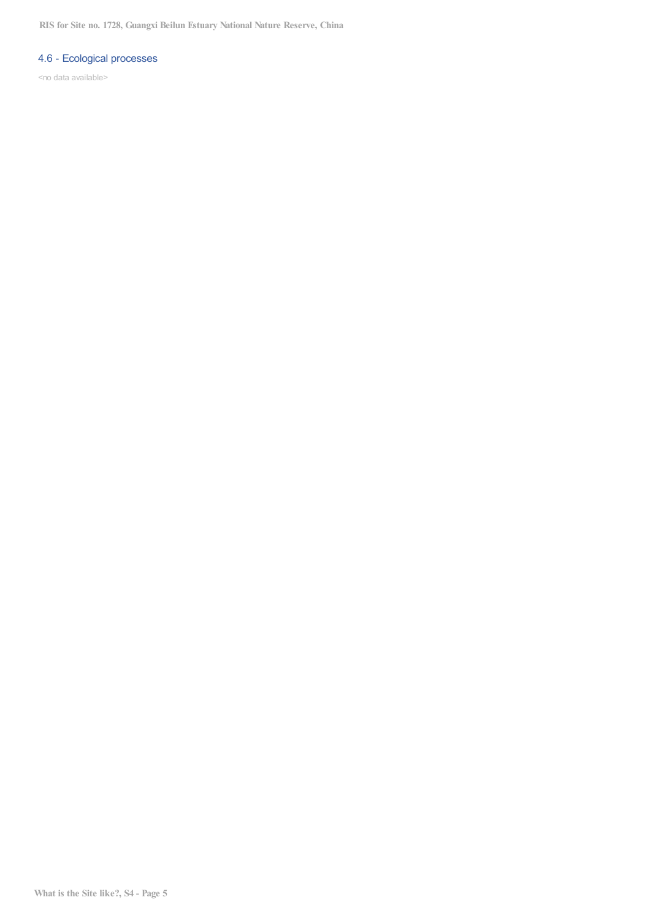## 4.6 - Ecological processes

<no data available>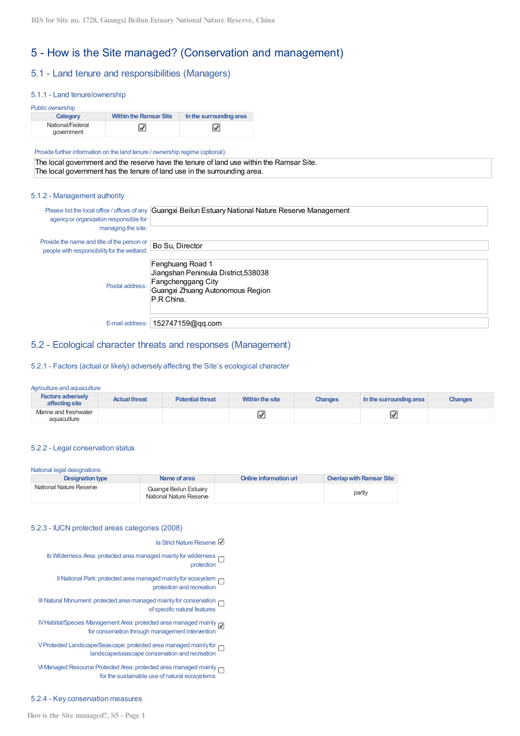# 5 - How is the Site managed? (Conservation and management)

## 5.1 - Land tenure and responsibilities (Managers)

### 5.1.1 - Land tenure/ownership

Public ownership

| Category | Within the Ramsar Site | In the surrounding area |
|---|---|---|
| National/Federal government | ☑ | ☑ |

Provide further information on the land tenure / ownership regime (optional):

The local government and the reserve have the tenure of land use within the Ramsar Site.
The local government has the tenure of land use in the surrounding area.

### 5.1.2 - Management authority

Please list the local office / offices of any agency or organization responsible for managing the site: Guangxi Beilun Estuary National Nature Reserve Management

Provide the name and title of the person or people with responsibility for the wetland: Bo Su, Director

Postal address:
Fenghuang Road 1
Jiangshan Peninsula District,538038
Fangchenggang City
Guangxi Zhuang Autonomous Region
P.R China.

E-mail address: 152747159@qq.com

## 5.2 - Ecological character threats and responses (Management)

### 5.2.1 - Factors (actual or likely) adversely affecting the Site's ecological character

Agriculture and aquaculture

| Factors adversely affecting site | Actual threat | Potential threat | Within the site | Changes | In the surrounding area | Changes |
|---|---|---|---|---|---|---|
| Marine and freshwater aquaculture | | | ☑ | | ☑ | |

### 5.2.2 - Legal conservation status

National legal designations

| Designation type | Name of area | Online information url | Overlap with Ramsar Site |
|---|---|---|---|
| National Nature Reserve | Guangxi Beilun Estuary National Nature Reserve | | partly |

### 5.2.3 - IUCN protected areas categories (2008)

- Ia Strict Nature Reserve ☑
- Ib Wilderness Area: protected area managed mainly for wilderness protection ☐
- II National Park: protected area managed mainly for ecosystem protection and recreation ☐
- III Natural Monument: protected area managed mainly for conservation of specific natural features ☐
- IV Habitat/Species Management Area: protected area managed mainly for conservation through management intervention ☑
- V Protected Landscape/Seascape: protected area managed mainly for landscape/seascape conservation and recreation ☐
- VI Managed Resource Protected Area: protected area managed mainly for the sustainable use of natural ecosystems ☐

### 5.2.4 - Key conservation measures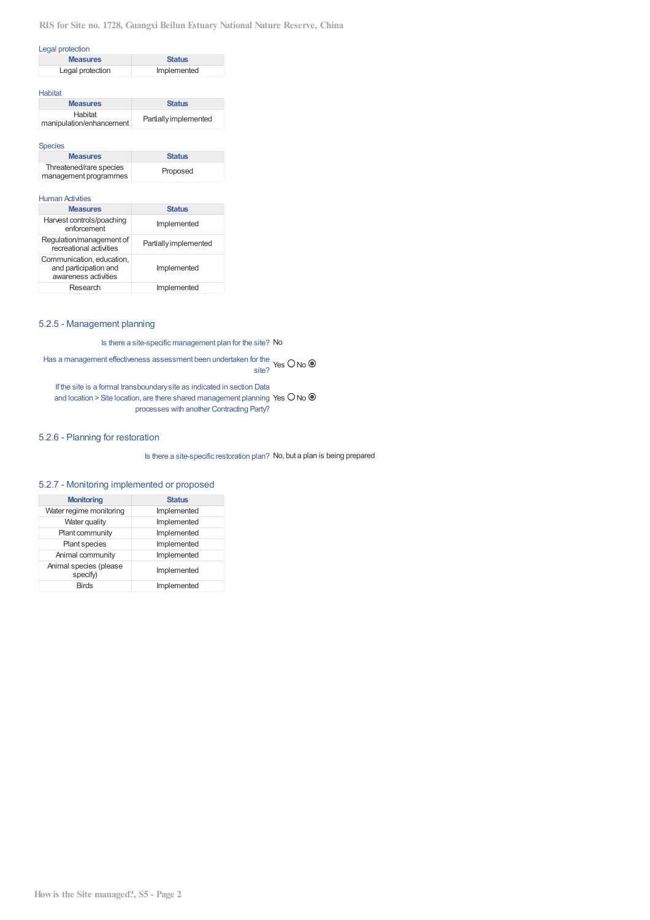Legal protection

| Measures | Status |
|---|---|
| Legal protection | Implemented |

Habitat

| Measures | Status |
|---|---|
| Habitat manipulation/enhancement | Partially implemented |

Species

| Measures | Status |
|---|---|
| Threatened/rare species management programmes | Proposed |

Human Activities

| Measures | Status |
|---|---|
| Harvest controls/poaching enforcement | Implemented |
| Regulation/management of recreational activities | Partially implemented |
| Communication, education, and participation and awareness activities | Implemented |
| Research | Implemented |

## 5.2.5 - Management planning

Is there a site-specific management plan for the site? No

Has a management effectiveness assessment been undertaken for the site? Yes ○ No ◉

If the site is a formal transboundary site as indicated in section Data and location > Site location, are there shared management planning processes with another Contracting Party? Yes ○ No ◉

## 5.2.6 - Planning for restoration

Is there a site-specific restoration plan? No, but a plan is being prepared

## 5.2.7 - Monitoring implemented or proposed

| Monitoring | Status |
|---|---|
| Water regime monitoring | Implemented |
| Water quality | Implemented |
| Plant community | Implemented |
| Plant species | Implemented |
| Animal community | Implemented |
| Animal species (please specify) | Implemented |
| Birds | Implemented |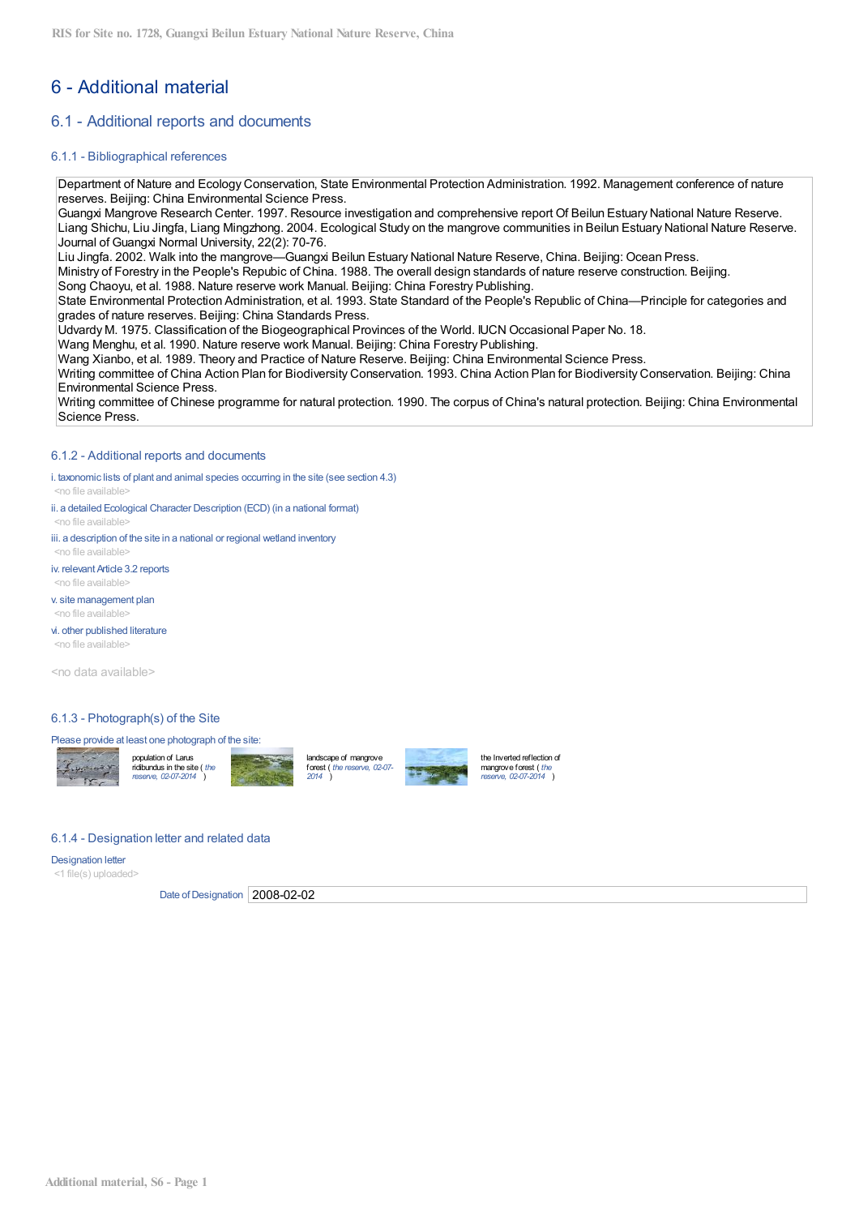# 6 - Additional material

## 6.1 - Additional reports and documents

### 6.1.1 - Bibliographical references

Department of Nature and Ecology Conservation, State Environmental Protection Administration. 1992. Management conference of nature reserves. Beijing: China Environmental Science Press.
Guangxi Mangrove Research Center. 1997. Resource investigation and comprehensive report Of Beilun Estuary National Nature Reserve.
Liang Shichu, Liu Jingfa, Liang Mingzhong. 2004. Ecological Study on the mangrove communities in Beilun Estuary National Nature Reserve. Journal of Guangxi Normal University, 22(2): 70-76.
Liu Jingfa. 2002. Walk into the mangrove—Guangxi Beilun Estuary National Nature Reserve, China. Beijing: Ocean Press.
Ministry of Forestry in the People's Repubic of China. 1988. The overall design standards of nature reserve construction. Beijing.
Song Chaoyu, et al. 1988. Nature reserve work Manual. Beijing: China Forestry Publishing.
State Environmental Protection Administration, et al. 1993. State Standard of the People's Republic of China—Principle for categories and grades of nature reserves. Beijing: China Standards Press.
Udvardy M. 1975. Classification of the Biogeographical Provinces of the World. IUCN Occasional Paper No. 18.
Wang Menghu, et al. 1990. Nature reserve work Manual. Beijing: China Forestry Publishing.
Wang Xianbo, et al. 1989. Theory and Practice of Nature Reserve. Beijing: China Environmental Science Press.
Writing committee of China Action Plan for Biodiversity Conservation. 1993. China Action Plan for Biodiversity Conservation. Beijing: China Environmental Science Press.
Writing committee of Chinese programme for natural protection. 1990. The corpus of China's natural protection. Beijing: China Environmental Science Press.

### 6.1.2 - Additional reports and documents

i. taxonomic lists of plant and animal species occurring in the site (see section 4.3)
<no file available>

ii. a detailed Ecological Character Description (ECD) (in a national format)
<no file available>

iii. a description of the site in a national or regional wetland inventory
<no file available>

iv. relevant Article 3.2 reports
<no file available>

v. site management plan
<no file available>

vi. other published literature
<no file available>

<no data available>

### 6.1.3 - Photograph(s) of the Site

Please provide at least one photograph of the site:

population of Larus ridibundus in the site ( *the reserve, 02-07-2014* )

landscape of mangrove forest ( *the reserve, 02-07-2014* )

the Inverted reflection of mangrove forest ( *the reserve, 02-07-2014* )

### 6.1.4 - Designation letter and related data

Designation letter
<1 file(s) uploaded>

Date of Designation: 2008-02-02